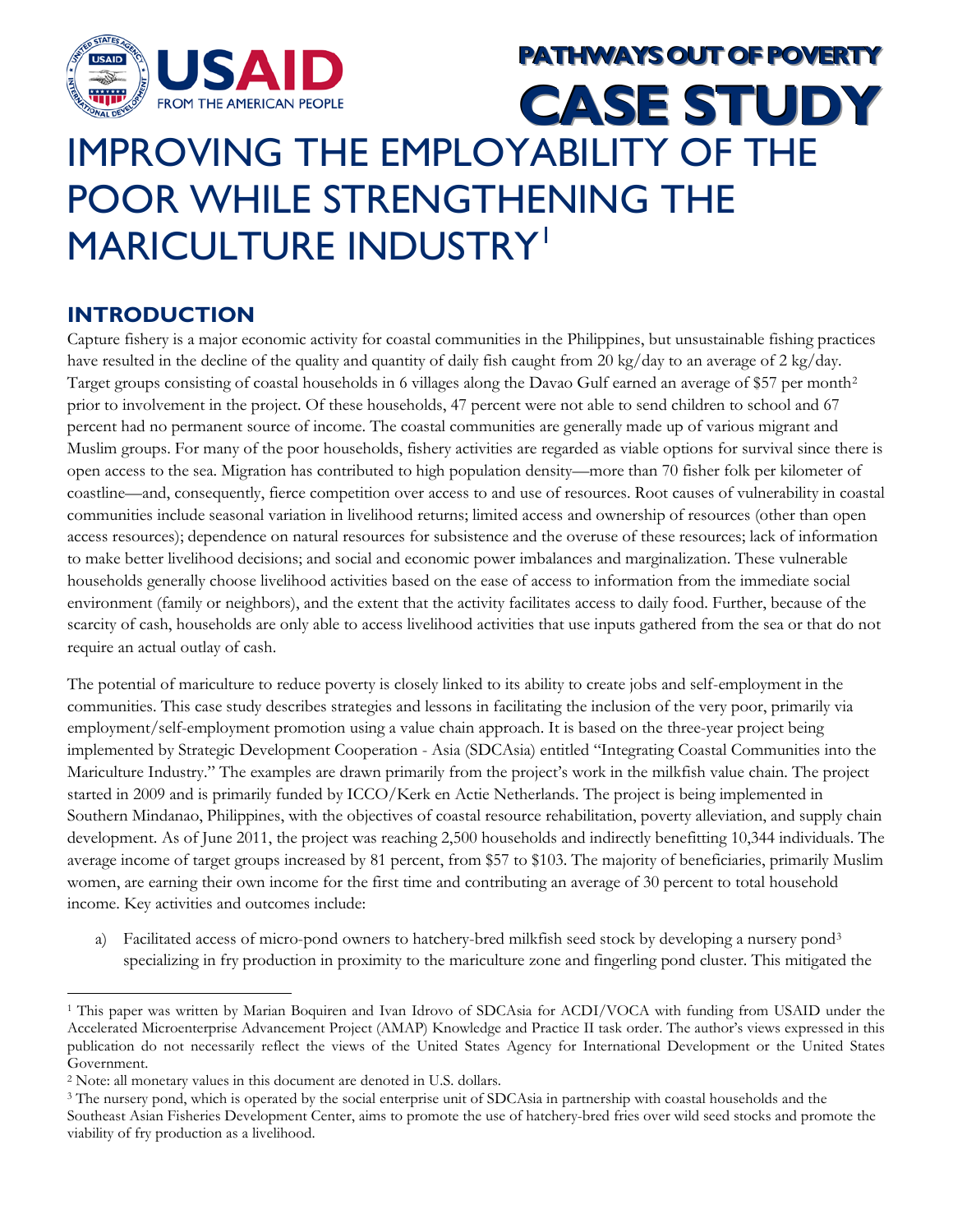PATHWAYS OUT OF POVERTY

CASE STUDY

# IMPROVING THE EMPLOYABILITY OF THE POOR WHILE STRENGTHENING THE MARICULTURE INDUSTRY[1]

## INTRODUCTION

Capture fishery is a major economic activity for coastal communities in the Philippines, but unsustainable fishing practices have resulted in the decline of the quality and quantity of daily fish caught from 20 kg/day to an average of 2 kg/day. Target groups consisting of coastal households in 6 villages along the Davao Gulf earned an average of $57 per month[2] prior to involvement in the project. Of these households, 47 percent were not able to send children to school and 67 percent had no permanent source of income. The coastal communities are generally made up of various migrant and Muslim groups. For many of the poor households, fishery activities are regarded as viable options for survival since there is open access to the sea. Migration has contributed to high population density—more than 70 fisher folk per kilometer of coastline—and, consequently, fierce competition over access to and use of resources. Root causes of vulnerability in coastal communities include seasonal variation in livelihood returns; limited access and ownership of resources (other than open access resources); dependence on natural resources for subsistence and the overuse of these resources; lack of information to make better livelihood decisions; and social and economic power imbalances and marginalization. These vulnerable households generally choose livelihood activities based on the ease of access to information from the immediate social environment (family or neighbors), and the extent that the activity facilitates access to daily food. Further, because of the scarcity of cash, households are only able to access livelihood activities that use inputs gathered from the sea or that do not require an actual outlay of cash.

The potential of mariculture to reduce poverty is closely linked to its ability to create jobs and self-employment in the communities. This case study describes strategies and lessons in facilitating the inclusion of the very poor, primarily via employment/self-employment promotion using a value chain approach. It is based on the three-year project being implemented by Strategic Development Cooperation - Asia (SDCAsia) entitled "Integrating Coastal Communities into the Mariculture Industry." The examples are drawn primarily from the project's work in the milkfish value chain. The project started in 2009 and is primarily funded by ICCO/Kerk en Actie Netherlands. The project is being implemented in Southern Mindanao, Philippines, with the objectives of coastal resource rehabilitation, poverty alleviation, and supply chain development. As of June 2011, the project was reaching 2,500 households and indirectly benefitting 10,344 individuals. The average income of target groups increased by 81 percent, from $57 to $103. The majority of beneficiaries, primarily Muslim women, are earning their own income for the first time and contributing an average of 30 percent to total household income. Key activities and outcomes include:

a) Facilitated access of micro-pond owners to hatchery-bred milkfish seed stock by developing a nursery pond[3] specializing in fry production in proximity to the mariculture zone and fingerling pond cluster. This mitigated the

---

[1] This paper was written by Marian Boquiren and Ivan Idrovo of SDCAsia for ACDI/VOCA with funding from USAID under the Accelerated Microenterprise Advancement Project (AMAP) Knowledge and Practice II task order. The author's views expressed in this publication do not necessarily reflect the views of the United States Agency for International Development or the United States Government.

[2] Note: all monetary values in this document are denoted in U.S. dollars.

[3] The nursery pond, which is operated by the social enterprise unit of SDCAsia in partnership with coastal households and the Southeast Asian Fisheries Development Center, aims to promote the use of hatchery-bred fries over wild seed stocks and promote the viability of fry production as a livelihood.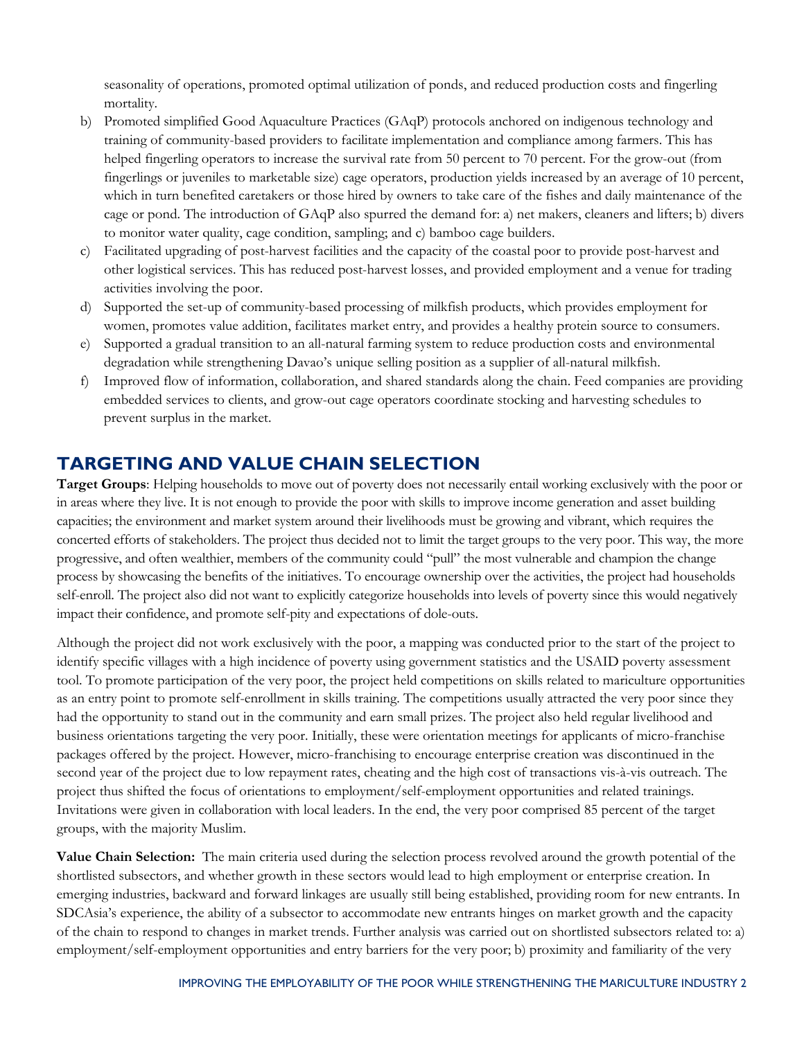seasonality of operations, promoted optimal utilization of ponds, and reduced production costs and fingerling mortality.

b) Promoted simplified Good Aquaculture Practices (GAqP) protocols anchored on indigenous technology and training of community-based providers to facilitate implementation and compliance among farmers. This has helped fingerling operators to increase the survival rate from 50 percent to 70 percent. For the grow-out (from fingerlings or juveniles to marketable size) cage operators, production yields increased by an average of 10 percent, which in turn benefited caretakers or those hired by owners to take care of the fishes and daily maintenance of the cage or pond. The introduction of GAqP also spurred the demand for: a) net makers, cleaners and lifters; b) divers to monitor water quality, cage condition, sampling; and c) bamboo cage builders.

c) Facilitated upgrading of post-harvest facilities and the capacity of the coastal poor to provide post-harvest and other logistical services. This has reduced post-harvest losses, and provided employment and a venue for trading activities involving the poor.

d) Supported the set-up of community-based processing of milkfish products, which provides employment for women, promotes value addition, facilitates market entry, and provides a healthy protein source to consumers.

e) Supported a gradual transition to an all-natural farming system to reduce production costs and environmental degradation while strengthening Davao's unique selling position as a supplier of all-natural milkfish.

f) Improved flow of information, collaboration, and shared standards along the chain. Feed companies are providing embedded services to clients, and grow-out cage operators coordinate stocking and harvesting schedules to prevent surplus in the market.

## TARGETING AND VALUE CHAIN SELECTION

**Target Groups**: Helping households to move out of poverty does not necessarily entail working exclusively with the poor or in areas where they live. It is not enough to provide the poor with skills to improve income generation and asset building capacities; the environment and market system around their livelihoods must be growing and vibrant, which requires the concerted efforts of stakeholders. The project thus decided not to limit the target groups to the very poor. This way, the more progressive, and often wealthier, members of the community could "pull" the most vulnerable and champion the change process by showcasing the benefits of the initiatives. To encourage ownership over the activities, the project had households self-enroll. The project also did not want to explicitly categorize households into levels of poverty since this would negatively impact their confidence, and promote self-pity and expectations of dole-outs.

Although the project did not work exclusively with the poor, a mapping was conducted prior to the start of the project to identify specific villages with a high incidence of poverty using government statistics and the USAID poverty assessment tool. To promote participation of the very poor, the project held competitions on skills related to mariculture opportunities as an entry point to promote self-enrollment in skills training. The competitions usually attracted the very poor since they had the opportunity to stand out in the community and earn small prizes. The project also held regular livelihood and business orientations targeting the very poor. Initially, these were orientation meetings for applicants of micro-franchise packages offered by the project. However, micro-franchising to encourage enterprise creation was discontinued in the second year of the project due to low repayment rates, cheating and the high cost of transactions vis-à-vis outreach. The project thus shifted the focus of orientations to employment/self-employment opportunities and related trainings. Invitations were given in collaboration with local leaders. In the end, the very poor comprised 85 percent of the target groups, with the majority Muslim.

**Value Chain Selection:** The main criteria used during the selection process revolved around the growth potential of the shortlisted subsectors, and whether growth in these sectors would lead to high employment or enterprise creation. In emerging industries, backward and forward linkages are usually still being established, providing room for new entrants. In SDCAsia's experience, the ability of a subsector to accommodate new entrants hinges on market growth and the capacity of the chain to respond to changes in market trends. Further analysis was carried out on shortlisted subsectors related to: a) employment/self-employment opportunities and entry barriers for the very poor; b) proximity and familiarity of the very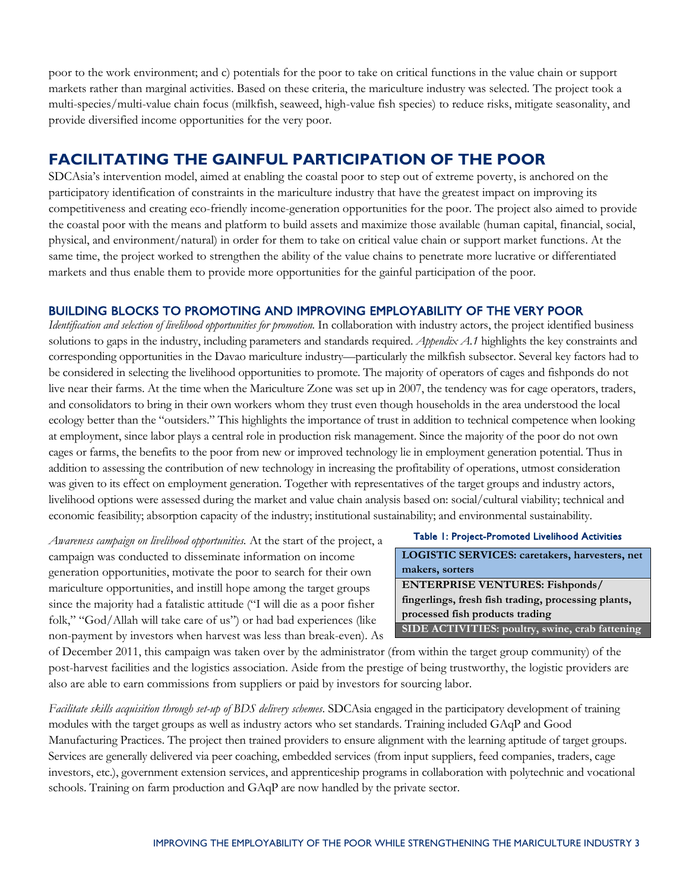poor to the work environment; and c) potentials for the poor to take on critical functions in the value chain or support markets rather than marginal activities. Based on these criteria, the mariculture industry was selected. The project took a multi-species/multi-value chain focus (milkfish, seaweed, high-value fish species) to reduce risks, mitigate seasonality, and provide diversified income opportunities for the very poor.

## FACILITATING THE GAINFUL PARTICIPATION OF THE POOR

SDCAsia's intervention model, aimed at enabling the coastal poor to step out of extreme poverty, is anchored on the participatory identification of constraints in the mariculture industry that have the greatest impact on improving its competitiveness and creating eco-friendly income-generation opportunities for the poor. The project also aimed to provide the coastal poor with the means and platform to build assets and maximize those available (human capital, financial, social, physical, and environment/natural) in order for them to take on critical value chain or support market functions. At the same time, the project worked to strengthen the ability of the value chains to penetrate more lucrative or differentiated markets and thus enable them to provide more opportunities for the gainful participation of the poor.

### BUILDING BLOCKS TO PROMOTING AND IMPROVING EMPLOYABILITY OF THE VERY POOR

*Identification and selection of livelihood opportunities for promotion.* In collaboration with industry actors, the project identified business solutions to gaps in the industry, including parameters and standards required. *Appendix A.1* highlights the key constraints and corresponding opportunities in the Davao mariculture industry—particularly the milkfish subsector. Several key factors had to be considered in selecting the livelihood opportunities to promote. The majority of operators of cages and fishponds do not live near their farms. At the time when the Mariculture Zone was set up in 2007, the tendency was for cage operators, traders, and consolidators to bring in their own workers whom they trust even though households in the area understood the local ecology better than the "outsiders." This highlights the importance of trust in addition to technical competence when looking at employment, since labor plays a central role in production risk management. Since the majority of the poor do not own cages or farms, the benefits to the poor from new or improved technology lie in employment generation potential. Thus in addition to assessing the contribution of new technology in increasing the profitability of operations, utmost consideration was given to its effect on employment generation. Together with representatives of the target groups and industry actors, livelihood options were assessed during the market and value chain analysis based on: social/cultural viability; technical and economic feasibility; absorption capacity of the industry; institutional sustainability; and environmental sustainability.

**Table 1: Project-Promoted Livelihood Activities**

| |
|---|
| **LOGISTIC SERVICES: caretakers, harvesters, net makers, sorters** |
| **ENTERPRISE VENTURES: Fishponds/ fingerlings, fresh fish trading, processing plants, processed fish products trading** |
| **SIDE ACTIVITIES: poultry, swine, crab fattening** |

*Awareness campaign on livelihood opportunities.* At the start of the project, a campaign was conducted to disseminate information on income generation opportunities, motivate the poor to search for their own mariculture opportunities, and instill hope among the target groups since the majority had a fatalistic attitude ("I will die as a poor fisher folk," "God/Allah will take care of us") or had bad experiences (like non-payment by investors when harvest was less than break-even). As of December 2011, this campaign was taken over by the administrator (from within the target group community) of the post-harvest facilities and the logistics association. Aside from the prestige of being trustworthy, the logistic providers are also are able to earn commissions from suppliers or paid by investors for sourcing labor.

*Facilitate skills acquisition through set-up of BDS delivery schemes.* SDCAsia engaged in the participatory development of training modules with the target groups as well as industry actors who set standards. Training included GAqP and Good Manufacturing Practices. The project then trained providers to ensure alignment with the learning aptitude of target groups. Services are generally delivered via peer coaching, embedded services (from input suppliers, feed companies, traders, cage investors, etc.), government extension services, and apprenticeship programs in collaboration with polytechnic and vocational schools. Training on farm production and GAqP are now handled by the private sector.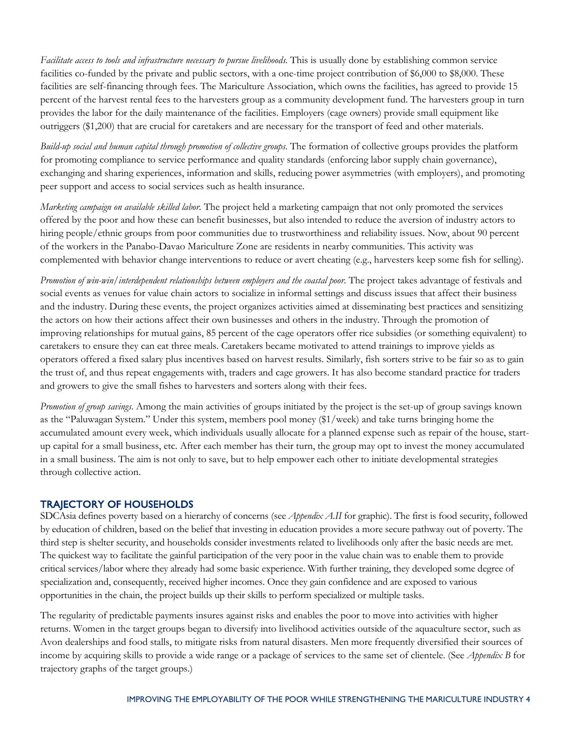*Facilitate access to tools and infrastructure necessary to pursue livelihoods.* This is usually done by establishing common service facilities co-funded by the private and public sectors, with a one-time project contribution of $6,000 to $8,000. These facilities are self-financing through fees. The Mariculture Association, which owns the facilities, has agreed to provide 15 percent of the harvest rental fees to the harvesters group as a community development fund. The harvesters group in turn provides the labor for the daily maintenance of the facilities. Employers (cage owners) provide small equipment like outriggers ($1,200) that are crucial for caretakers and are necessary for the transport of feed and other materials.

*Build-up social and human capital through promotion of collective groups.* The formation of collective groups provides the platform for promoting compliance to service performance and quality standards (enforcing labor supply chain governance), exchanging and sharing experiences, information and skills, reducing power asymmetries (with employers), and promoting peer support and access to social services such as health insurance.

*Marketing campaign on available skilled labor.* The project held a marketing campaign that not only promoted the services offered by the poor and how these can benefit businesses, but also intended to reduce the aversion of industry actors to hiring people/ethnic groups from poor communities due to trustworthiness and reliability issues. Now, about 90 percent of the workers in the Panabo-Davao Mariculture Zone are residents in nearby communities. This activity was complemented with behavior change interventions to reduce or avert cheating (e.g., harvesters keep some fish for selling).

*Promotion of win-win/interdependent relationships between employers and the coastal poor.* The project takes advantage of festivals and social events as venues for value chain actors to socialize in informal settings and discuss issues that affect their business and the industry. During these events, the project organizes activities aimed at disseminating best practices and sensitizing the actors on how their actions affect their own businesses and others in the industry. Through the promotion of improving relationships for mutual gains, 85 percent of the cage operators offer rice subsidies (or something equivalent) to caretakers to ensure they can eat three meals. Caretakers became motivated to attend trainings to improve yields as operators offered a fixed salary plus incentives based on harvest results. Similarly, fish sorters strive to be fair so as to gain the trust of, and thus repeat engagements with, traders and cage growers. It has also become standard practice for traders and growers to give the small fishes to harvesters and sorters along with their fees.

*Promotion of group savings.* Among the main activities of groups initiated by the project is the set-up of group savings known as the "Paluwagan System." Under this system, members pool money ($1/week) and take turns bringing home the accumulated amount every week, which individuals usually allocate for a planned expense such as repair of the house, start-up capital for a small business, etc. After each member has their turn, the group may opt to invest the money accumulated in a small business. The aim is not only to save, but to help empower each other to initiate developmental strategies through collective action.

## TRAJECTORY OF HOUSEHOLDS

SDCAsia defines poverty based on a hierarchy of concerns (see *Appendix A.II* for graphic). The first is food security, followed by education of children, based on the belief that investing in education provides a more secure pathway out of poverty. The third step is shelter security, and households consider investments related to livelihoods only after the basic needs are met. The quickest way to facilitate the gainful participation of the very poor in the value chain was to enable them to provide critical services/labor where they already had some basic experience. With further training, they developed some degree of specialization and, consequently, received higher incomes. Once they gain confidence and are exposed to various opportunities in the chain, the project builds up their skills to perform specialized or multiple tasks.

The regularity of predictable payments insures against risks and enables the poor to move into activities with higher returns. Women in the target groups began to diversify into livelihood activities outside of the aquaculture sector, such as Avon dealerships and food stalls, to mitigate risks from natural disasters. Men more frequently diversified their sources of income by acquiring skills to provide a wide range or a package of services to the same set of clientele. (See *Appendix B* for trajectory graphs of the target groups.)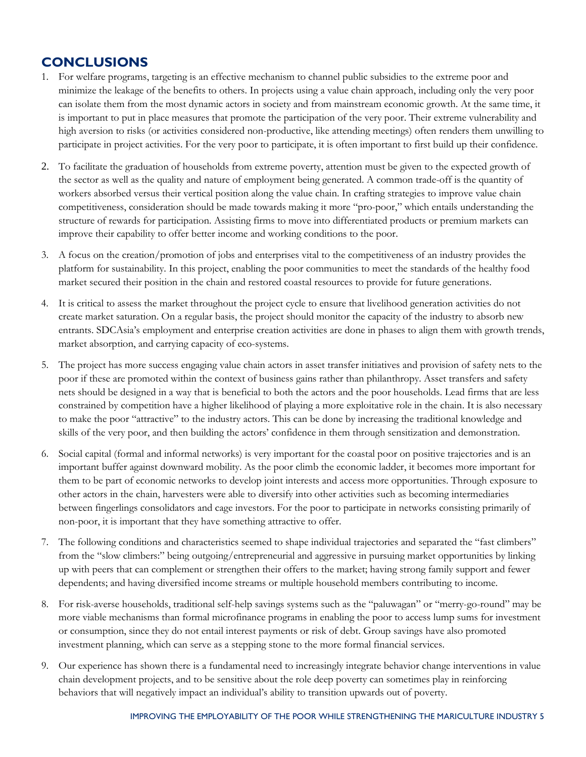## CONCLUSIONS

1. For welfare programs, targeting is an effective mechanism to channel public subsidies to the extreme poor and minimize the leakage of the benefits to others. In projects using a value chain approach, including only the very poor can isolate them from the most dynamic actors in society and from mainstream economic growth. At the same time, it is important to put in place measures that promote the participation of the very poor. Their extreme vulnerability and high aversion to risks (or activities considered non-productive, like attending meetings) often renders them unwilling to participate in project activities. For the very poor to participate, it is often important to first build up their confidence.

2. To facilitate the graduation of households from extreme poverty, attention must be given to the expected growth of the sector as well as the quality and nature of employment being generated. A common trade-off is the quantity of workers absorbed versus their vertical position along the value chain. In crafting strategies to improve value chain competitiveness, consideration should be made towards making it more "pro-poor," which entails understanding the structure of rewards for participation. Assisting firms to move into differentiated products or premium markets can improve their capability to offer better income and working conditions to the poor.

3. A focus on the creation/promotion of jobs and enterprises vital to the competitiveness of an industry provides the platform for sustainability. In this project, enabling the poor communities to meet the standards of the healthy food market secured their position in the chain and restored coastal resources to provide for future generations.

4. It is critical to assess the market throughout the project cycle to ensure that livelihood generation activities do not create market saturation. On a regular basis, the project should monitor the capacity of the industry to absorb new entrants. SDCAsia's employment and enterprise creation activities are done in phases to align them with growth trends, market absorption, and carrying capacity of eco-systems.

5. The project has more success engaging value chain actors in asset transfer initiatives and provision of safety nets to the poor if these are promoted within the context of business gains rather than philanthropy. Asset transfers and safety nets should be designed in a way that is beneficial to both the actors and the poor households. Lead firms that are less constrained by competition have a higher likelihood of playing a more exploitative role in the chain. It is also necessary to make the poor "attractive" to the industry actors. This can be done by increasing the traditional knowledge and skills of the very poor, and then building the actors' confidence in them through sensitization and demonstration.

6. Social capital (formal and informal networks) is very important for the coastal poor on positive trajectories and is an important buffer against downward mobility. As the poor climb the economic ladder, it becomes more important for them to be part of economic networks to develop joint interests and access more opportunities. Through exposure to other actors in the chain, harvesters were able to diversify into other activities such as becoming intermediaries between fingerlings consolidators and cage investors. For the poor to participate in networks consisting primarily of non-poor, it is important that they have something attractive to offer.

7. The following conditions and characteristics seemed to shape individual trajectories and separated the "fast climbers" from the "slow climbers:" being outgoing/entrepreneurial and aggressive in pursuing market opportunities by linking up with peers that can complement or strengthen their offers to the market; having strong family support and fewer dependents; and having diversified income streams or multiple household members contributing to income.

8. For risk-averse households, traditional self-help savings systems such as the "paluwagan" or "merry-go-round" may be more viable mechanisms than formal microfinance programs in enabling the poor to access lump sums for investment or consumption, since they do not entail interest payments or risk of debt. Group savings have also promoted investment planning, which can serve as a stepping stone to the more formal financial services.

9. Our experience has shown there is a fundamental need to increasingly integrate behavior change interventions in value chain development projects, and to be sensitive about the role deep poverty can sometimes play in reinforcing behaviors that will negatively impact an individual's ability to transition upwards out of poverty.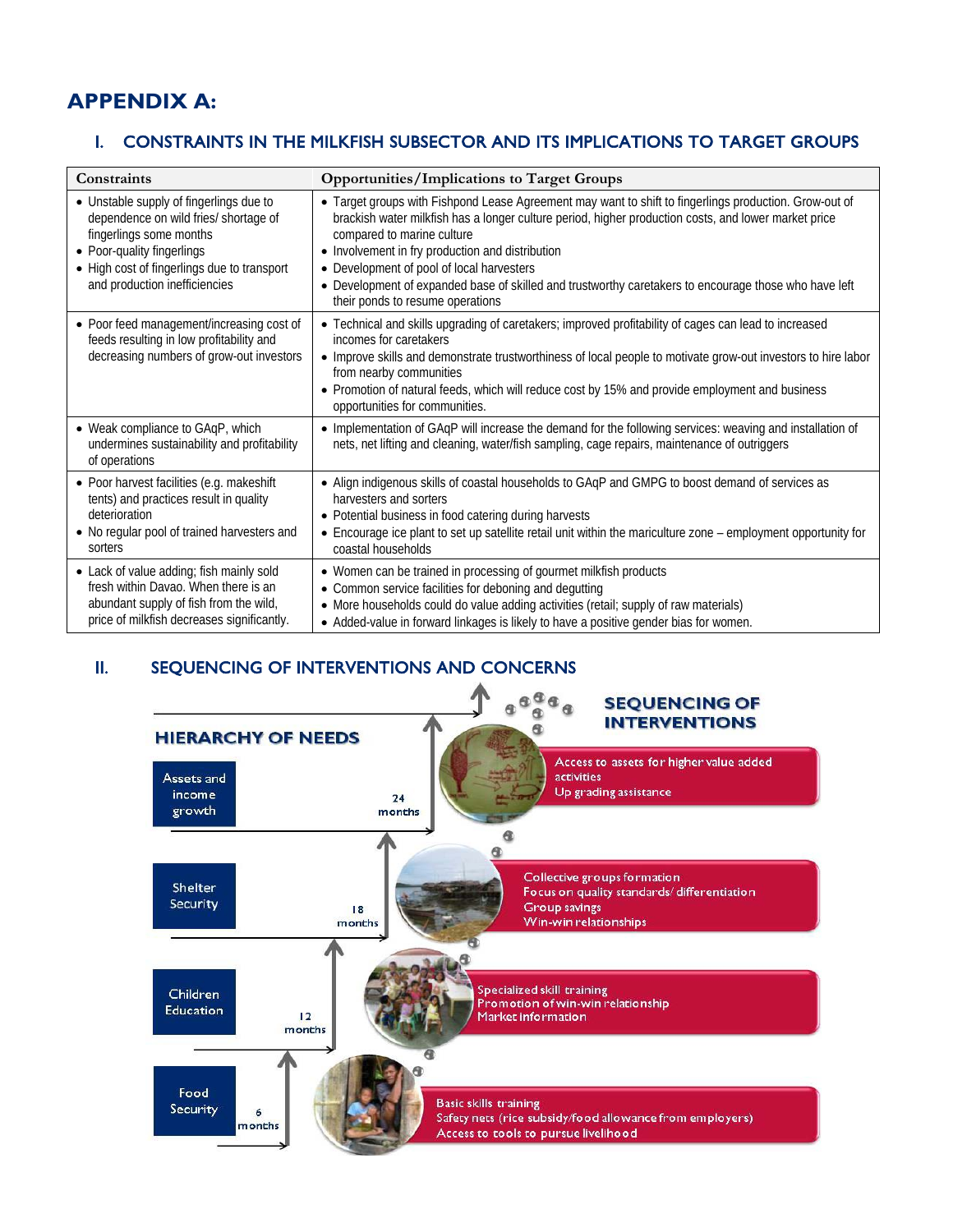# APPENDIX A:

## I. CONSTRAINTS IN THE MILKFISH SUBSECTOR AND ITS IMPLICATIONS TO TARGET GROUPS

| Constraints | Opportunities/Implications to Target Groups |
|---|---|
| • Unstable supply of fingerlings due to dependence on wild fries/ shortage of fingerlings some months<br>• Poor-quality fingerlings<br>• High cost of fingerlings due to transport and production inefficiencies | • Target groups with Fishpond Lease Agreement may want to shift to fingerlings production. Grow-out of brackish water milkfish has a longer culture period, higher production costs, and lower market price compared to marine culture<br>• Involvement in fry production and distribution<br>• Development of pool of local harvesters<br>• Development of expanded base of skilled and trustworthy caretakers to encourage those who have left their ponds to resume operations |
| • Poor feed management/increasing cost of feeds resulting in low profitability and decreasing numbers of grow-out investors | • Technical and skills upgrading of caretakers; improved profitability of cages can lead to increased incomes for caretakers<br>• Improve skills and demonstrate trustworthiness of local people to motivate grow-out investors to hire labor from nearby communities<br>• Promotion of natural feeds, which will reduce cost by 15% and provide employment and business opportunities for communities. |
| • Weak compliance to GAqP, which undermines sustainability and profitability of operations | • Implementation of GAqP will increase the demand for the following services: weaving and installation of nets, net lifting and cleaning, water/fish sampling, cage repairs, maintenance of outriggers |
| • Poor harvest facilities (e.g. makeshift tents) and practices result in quality deterioration<br>• No regular pool of trained harvesters and sorters | • Align indigenous skills of coastal households to GAqP and GMPG to boost demand of services as harvesters and sorters<br>• Potential business in food catering during harvests<br>• Encourage ice plant to set up satellite retail unit within the mariculture zone – employment opportunity for coastal households |
| • Lack of value adding; fish mainly sold fresh within Davao. When there is an abundant supply of fish from the wild, price of milkfish decreases significantly. | • Women can be trained in processing of gourmet milkfish products<br>• Common service facilities for deboning and degutting<br>• More households could do value adding activities (retail; supply of raw materials)<br>• Added-value in forward linkages is likely to have a positive gender bias for women. |

## II. SEQUENCING OF INTERVENTIONS AND CONCERNS

**HIERARCHY OF NEEDS** / **SEQUENCING OF INTERVENTIONS**

| Hierarchy of Needs | Timeframe | Interventions |
|---|---|---|
| Assets and income growth | 24 months | Access to assets for higher value added activities<br>Up grading assistance |
| Shelter Security | 18 months | Collective groups formation<br>Focus on quality standards/ differentiation<br>Group savings<br>Win-win relationships |
| Children Education | 12 months | Specialized skill training<br>Promotion of win-win relationship<br>Market information |
| Food Security | 6 months | Basic skills training<br>Safety nets (rice subsidy/food allowance from employers)<br>Access to tools to pursue livelihood |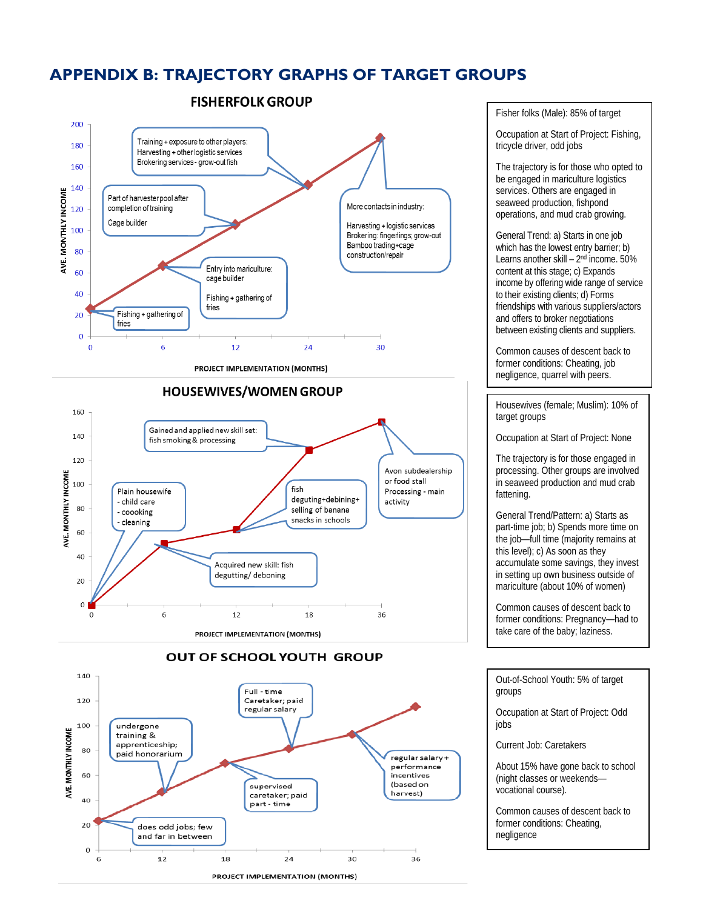# APPENDIX B: TRAJECTORY GRAPHS OF TARGET GROUPS

## FISHERFOLK GROUP

AVE. MONTHLY INCOME

200
180
160
140
120
100
80
60
40
20
0

0
6
12
24
30

PROJECT IMPLEMENTATION (MONTHS)

Training + exposure to other players: Harvesting + other logistic services Brokering services - grow-out fish

Part of harvester pool after completion of training

Cage builder

More contacts in industry:

Harvesting + logistic services
Brokering: fingerlings; grow-out
Bamboo trading+cage construction/repair

Entry into mariculture: cage builder

Fishing + gathering of fries

Fishing + gathering of fries

Fisher folks (Male): 85% of target

Occupation at Start of Project: Fishing, tricycle driver, odd jobs

The trajectory is for those who opted to be engaged in mariculture logistics services. Others are engaged in seaweed production, fishpond operations, and mud crab growing.

General Trend: a) Starts in one job which has the lowest entry barrier; b) Learns another skill – 2nd income. 50% content at this stage; c) Expands income by offering wide range of service to their existing clients; d) Forms friendships with various suppliers/actors and offers to broker negotiations between existing clients and suppliers.

Common causes of descent back to former conditions: Cheating, job negligence, quarrel with peers.

## HOUSEWIVES/WOMEN GROUP

AVE. MONTHLY INCOME

160
140
120
100
80
60
40
20
0

0
6
12
18
36

PROJECT IMPLEMENTATION (MONTHS)

Gained and applied new skill set: fish smoking & processing

Plain housewife
- child care
- coooking
- cleaning

fish deguting+debining+ selling of banana snacks in schools

Avon subdealership or food stall
Processing - main activity

Acquired new skill: fish degutting/ deboning

Housewives (female; Muslim): 10% of target groups

Occupation at Start of Project: None

The trajectory is for those engaged in processing. Other groups are involved in seaweed production and mud crab fattening.

General Trend/Pattern: a) Starts as part-time job; b) Spends more time on the job—full time (majority remains at this level); c) As soon as they accumulate some savings, they invest in setting up own business outside of mariculture (about 10% of women)

Common causes of descent back to former conditions: Pregnancy—had to take care of the baby; laziness.

## OUT OF SCHOOL YOUTH GROUP

AVE. MONTHLY INCOME

140
120
100
80
60
40
20
0

6
12
18
24
30
36

PROJECT IMPLEMENTATION (MONTHS)

Full - time Caretaker; paid regular salary

undergone training & apprenticeship; paid honorarium

regular salary + performance incentives (based on harvest)

supervised caretaker; paid part - time

does odd jobs; few and far in between

Out-of-School Youth: 5% of target groups

Occupation at Start of Project: Odd jobs

Current Job: Caretakers

About 15% have gone back to school (night classes or weekends—vocational course).

Common causes of descent back to former conditions: Cheating, negligence